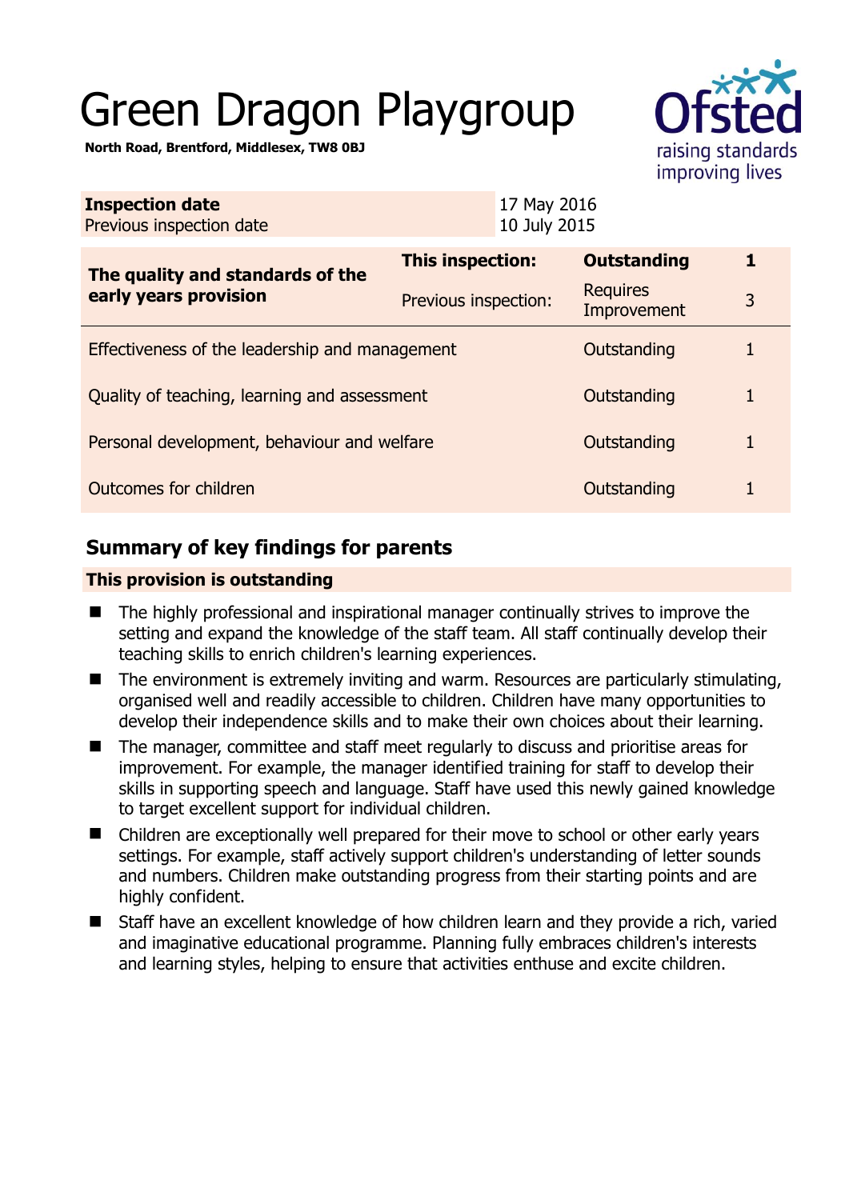# Green Dragon Playgroup

**North Road, Brentford, Middlesex, TW8 0BJ**

Ofsted
raising standards
improving lives

| **Inspection date** | 17 May 2016 |
|---|---|
| Previous inspection date | 10 July 2015 |

| **The quality and standards of the early years provision** | **This inspection:** | **Outstanding** | **1** |
|---|---|---|---|
| | Previous inspection: | Requires Improvement | 3 |
| Effectiveness of the leadership and management | | Outstanding | 1 |
| Quality of teaching, learning and assessment | | Outstanding | 1 |
| Personal development, behaviour and welfare | | Outstanding | 1 |
| Outcomes for children | | Outstanding | 1 |

## Summary of key findings for parents

**This provision is outstanding**

- The highly professional and inspirational manager continually strives to improve the setting and expand the knowledge of the staff team. All staff continually develop their teaching skills to enrich children's learning experiences.
- The environment is extremely inviting and warm. Resources are particularly stimulating, organised well and readily accessible to children. Children have many opportunities to develop their independence skills and to make their own choices about their learning.
- The manager, committee and staff meet regularly to discuss and prioritise areas for improvement. For example, the manager identified training for staff to develop their skills in supporting speech and language. Staff have used this newly gained knowledge to target excellent support for individual children.
- Children are exceptionally well prepared for their move to school or other early years settings. For example, staff actively support children's understanding of letter sounds and numbers. Children make outstanding progress from their starting points and are highly confident.
- Staff have an excellent knowledge of how children learn and they provide a rich, varied and imaginative educational programme. Planning fully embraces children's interests and learning styles, helping to ensure that activities enthuse and excite children.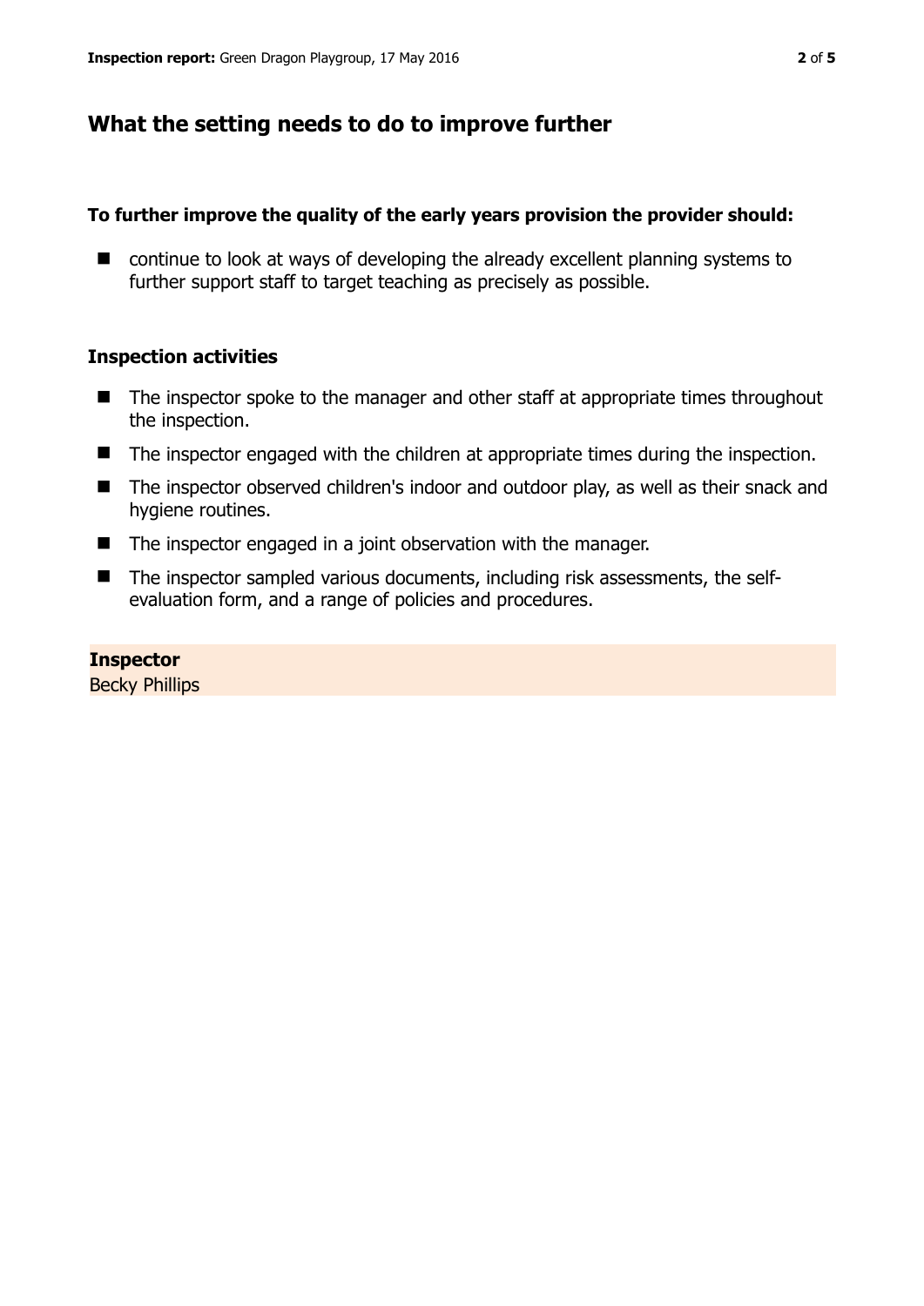## What the setting needs to do to improve further

**To further improve the quality of the early years provision the provider should:**

- continue to look at ways of developing the already excellent planning systems to further support staff to target teaching as precisely as possible.

### Inspection activities

- The inspector spoke to the manager and other staff at appropriate times throughout the inspection.
- The inspector engaged with the children at appropriate times during the inspection.
- The inspector observed children's indoor and outdoor play, as well as their snack and hygiene routines.
- The inspector engaged in a joint observation with the manager.
- The inspector sampled various documents, including risk assessments, the self-evaluation form, and a range of policies and procedures.

**Inspector**
Becky Phillips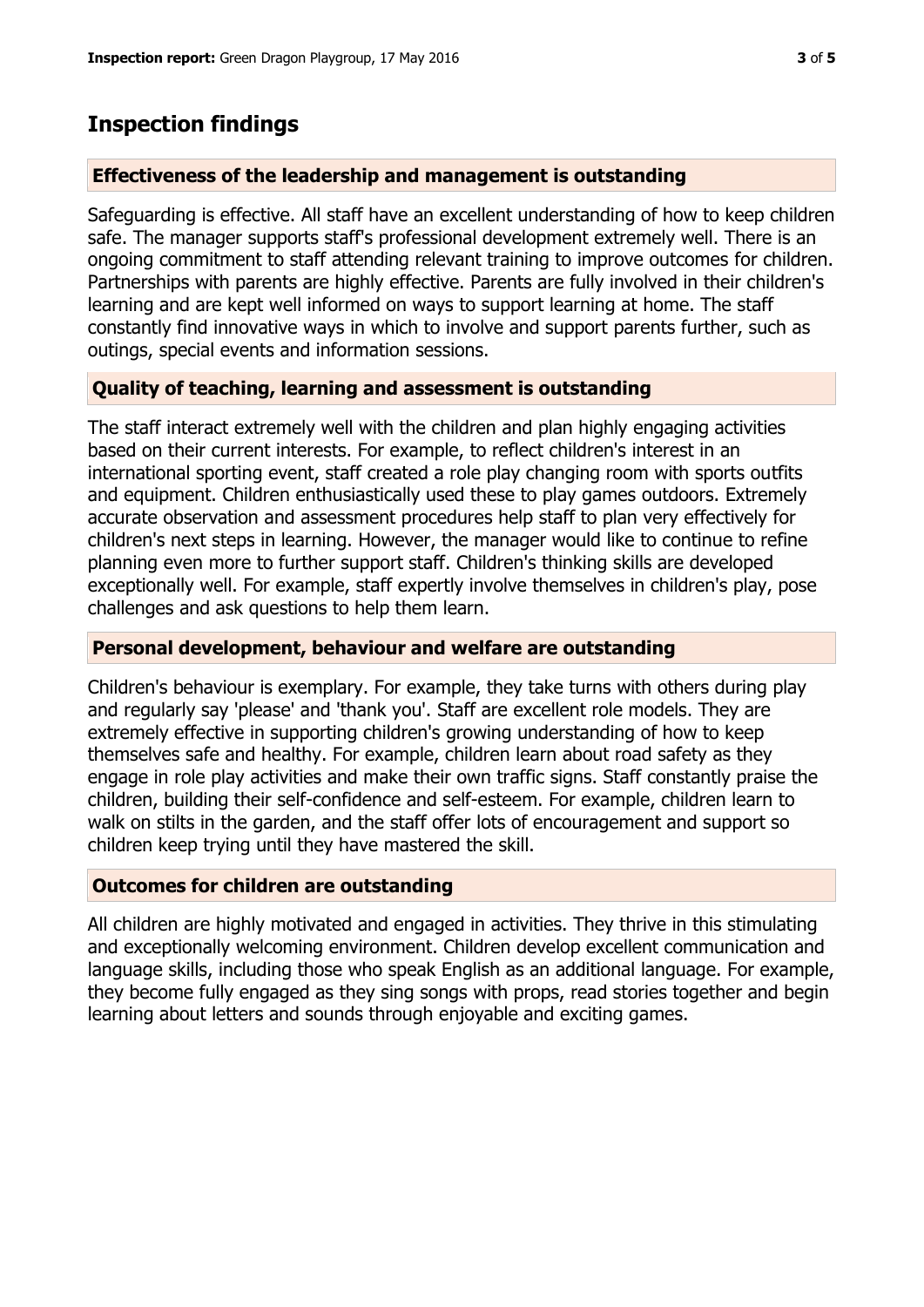## Inspection findings

### Effectiveness of the leadership and management is outstanding

Safeguarding is effective. All staff have an excellent understanding of how to keep children safe. The manager supports staff's professional development extremely well. There is an ongoing commitment to staff attending relevant training to improve outcomes for children. Partnerships with parents are highly effective. Parents are fully involved in their children's learning and are kept well informed on ways to support learning at home. The staff constantly find innovative ways in which to involve and support parents further, such as outings, special events and information sessions.

### Quality of teaching, learning and assessment is outstanding

The staff interact extremely well with the children and plan highly engaging activities based on their current interests. For example, to reflect children's interest in an international sporting event, staff created a role play changing room with sports outfits and equipment. Children enthusiastically used these to play games outdoors. Extremely accurate observation and assessment procedures help staff to plan very effectively for children's next steps in learning. However, the manager would like to continue to refine planning even more to further support staff. Children's thinking skills are developed exceptionally well. For example, staff expertly involve themselves in children's play, pose challenges and ask questions to help them learn.

### Personal development, behaviour and welfare are outstanding

Children's behaviour is exemplary. For example, they take turns with others during play and regularly say 'please' and 'thank you'. Staff are excellent role models. They are extremely effective in supporting children's growing understanding of how to keep themselves safe and healthy. For example, children learn about road safety as they engage in role play activities and make their own traffic signs. Staff constantly praise the children, building their self-confidence and self-esteem. For example, children learn to walk on stilts in the garden, and the staff offer lots of encouragement and support so children keep trying until they have mastered the skill.

### Outcomes for children are outstanding

All children are highly motivated and engaged in activities. They thrive in this stimulating and exceptionally welcoming environment. Children develop excellent communication and language skills, including those who speak English as an additional language. For example, they become fully engaged as they sing songs with props, read stories together and begin learning about letters and sounds through enjoyable and exciting games.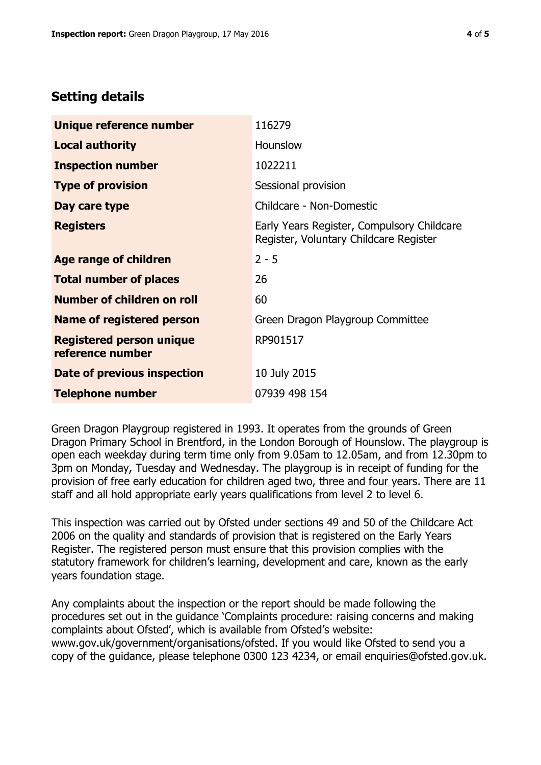## Setting details

| | |
|---|---|
| **Unique reference number** | 116279 |
| **Local authority** | Hounslow |
| **Inspection number** | 1022211 |
| **Type of provision** | Sessional provision |
| **Day care type** | Childcare - Non-Domestic |
| **Registers** | Early Years Register, Compulsory Childcare Register, Voluntary Childcare Register |
| **Age range of children** | 2 - 5 |
| **Total number of places** | 26 |
| **Number of children on roll** | 60 |
| **Name of registered person** | Green Dragon Playgroup Committee |
| **Registered person unique reference number** | RP901517 |
| **Date of previous inspection** | 10 July 2015 |
| **Telephone number** | 07939 498 154 |

Green Dragon Playgroup registered in 1993. It operates from the grounds of Green Dragon Primary School in Brentford, in the London Borough of Hounslow. The playgroup is open each weekday during term time only from 9.05am to 12.05am, and from 12.30pm to 3pm on Monday, Tuesday and Wednesday. The playgroup is in receipt of funding for the provision of free early education for children aged two, three and four years. There are 11 staff and all hold appropriate early years qualifications from level 2 to level 6.

This inspection was carried out by Ofsted under sections 49 and 50 of the Childcare Act 2006 on the quality and standards of provision that is registered on the Early Years Register. The registered person must ensure that this provision complies with the statutory framework for children's learning, development and care, known as the early years foundation stage.

Any complaints about the inspection or the report should be made following the procedures set out in the guidance 'Complaints procedure: raising concerns and making complaints about Ofsted', which is available from Ofsted's website: www.gov.uk/government/organisations/ofsted. If you would like Ofsted to send you a copy of the guidance, please telephone 0300 123 4234, or email enquiries@ofsted.gov.uk.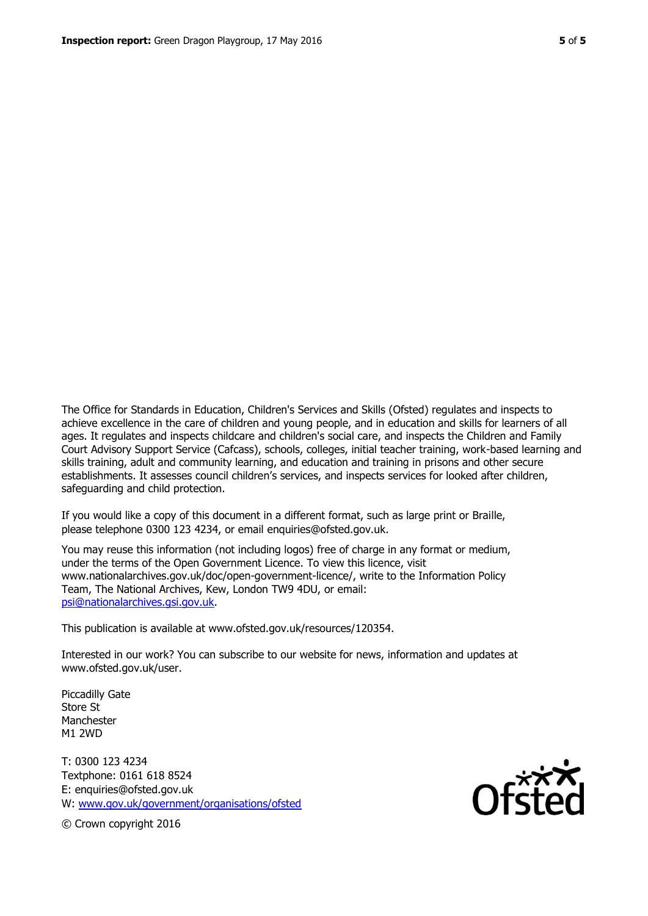The Office for Standards in Education, Children's Services and Skills (Ofsted) regulates and inspects to achieve excellence in the care of children and young people, and in education and skills for learners of all ages. It regulates and inspects childcare and children's social care, and inspects the Children and Family Court Advisory Support Service (Cafcass), schools, colleges, initial teacher training, work-based learning and skills training, adult and community learning, and education and training in prisons and other secure establishments. It assesses council children's services, and inspects services for looked after children, safeguarding and child protection.

If you would like a copy of this document in a different format, such as large print or Braille, please telephone 0300 123 4234, or email enquiries@ofsted.gov.uk.

You may reuse this information (not including logos) free of charge in any format or medium, under the terms of the Open Government Licence. To view this licence, visit www.nationalarchives.gov.uk/doc/open-government-licence/, write to the Information Policy Team, The National Archives, Kew, London TW9 4DU, or email: psi@nationalarchives.gsi.gov.uk.

This publication is available at www.ofsted.gov.uk/resources/120354.

Interested in our work? You can subscribe to our website for news, information and updates at www.ofsted.gov.uk/user.

Piccadilly Gate
Store St
Manchester
M1 2WD

T: 0300 123 4234
Textphone: 0161 618 8524
E: enquiries@ofsted.gov.uk
W: www.gov.uk/government/organisations/ofsted

© Crown copyright 2016